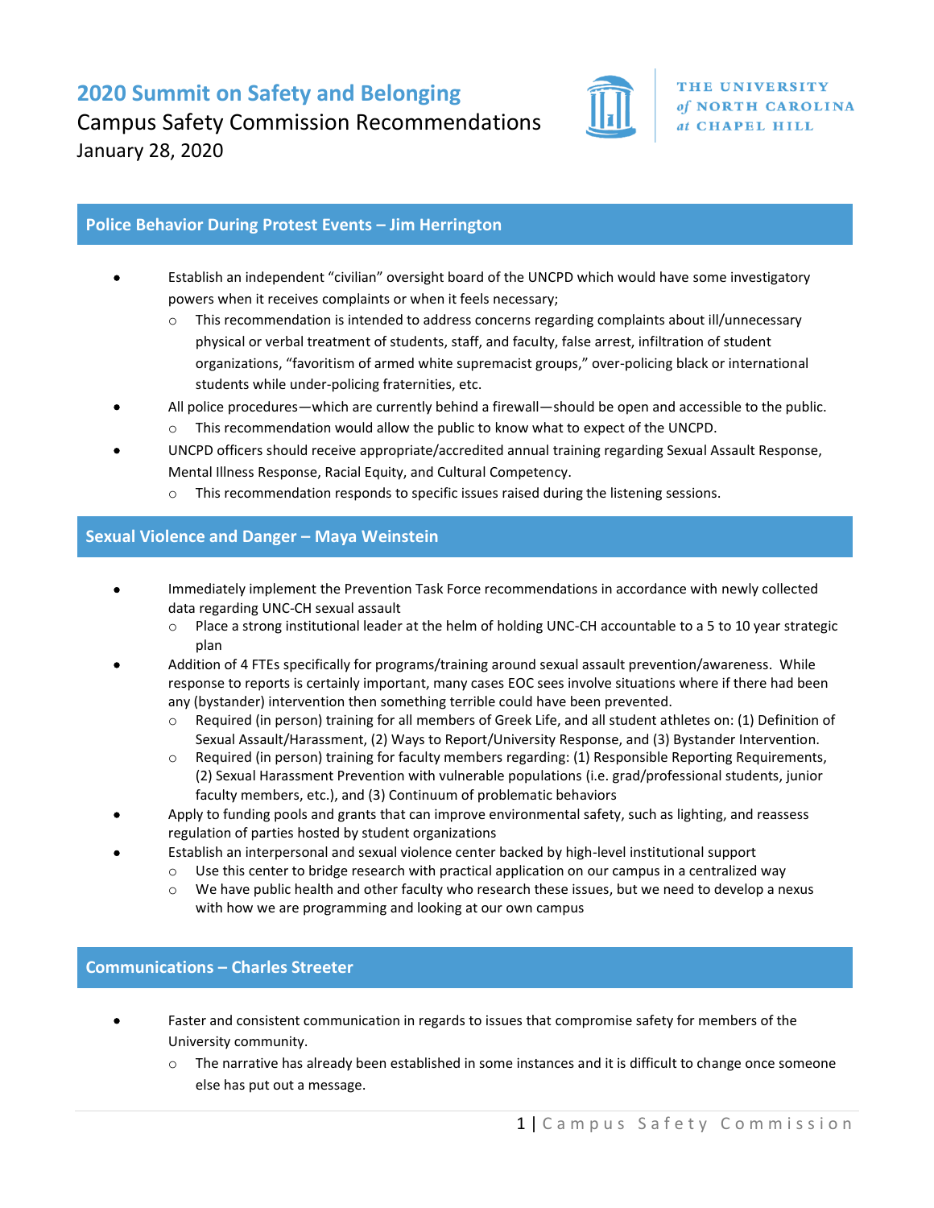# 2020 Summit on Safety and Belonging

Campus Safety Commission Recommendations

January 28, 2020

THE UNIVERSITY *of* NORTH CAROLINA *at* CHAPEL HILL

## Police Behavior During Protest Events – Jim Herrington

- Establish an independent "civilian" oversight board of the UNCPD which would have some investigatory powers when it receives complaints or when it feels necessary;
  - This recommendation is intended to address concerns regarding complaints about ill/unnecessary physical or verbal treatment of students, staff, and faculty, false arrest, infiltration of student organizations, "favoritism of armed white supremacist groups," over-policing black or international students while under-policing fraternities, etc.
- All police procedures—which are currently behind a firewall—should be open and accessible to the public.
  - This recommendation would allow the public to know what to expect of the UNCPD.
- UNCPD officers should receive appropriate/accredited annual training regarding Sexual Assault Response, Mental Illness Response, Racial Equity, and Cultural Competency.
  - This recommendation responds to specific issues raised during the listening sessions.

## Sexual Violence and Danger – Maya Weinstein

- Immediately implement the Prevention Task Force recommendations in accordance with newly collected data regarding UNC-CH sexual assault
  - Place a strong institutional leader at the helm of holding UNC-CH accountable to a 5 to 10 year strategic plan
- Addition of 4 FTEs specifically for programs/training around sexual assault prevention/awareness. While response to reports is certainly important, many cases EOC sees involve situations where if there had been any (bystander) intervention then something terrible could have been prevented.
  - Required (in person) training for all members of Greek Life, and all student athletes on: (1) Definition of Sexual Assault/Harassment, (2) Ways to Report/University Response, and (3) Bystander Intervention.
  - Required (in person) training for faculty members regarding: (1) Responsible Reporting Requirements, (2) Sexual Harassment Prevention with vulnerable populations (i.e. grad/professional students, junior faculty members, etc.), and (3) Continuum of problematic behaviors
- Apply to funding pools and grants that can improve environmental safety, such as lighting, and reassess regulation of parties hosted by student organizations
- Establish an interpersonal and sexual violence center backed by high-level institutional support
  - Use this center to bridge research with practical application on our campus in a centralized way
  - We have public health and other faculty who research these issues, but we need to develop a nexus with how we are programming and looking at our own campus

## Communications – Charles Streeter

- Faster and consistent communication in regards to issues that compromise safety for members of the University community.
  - The narrative has already been established in some instances and it is difficult to change once someone else has put out a message.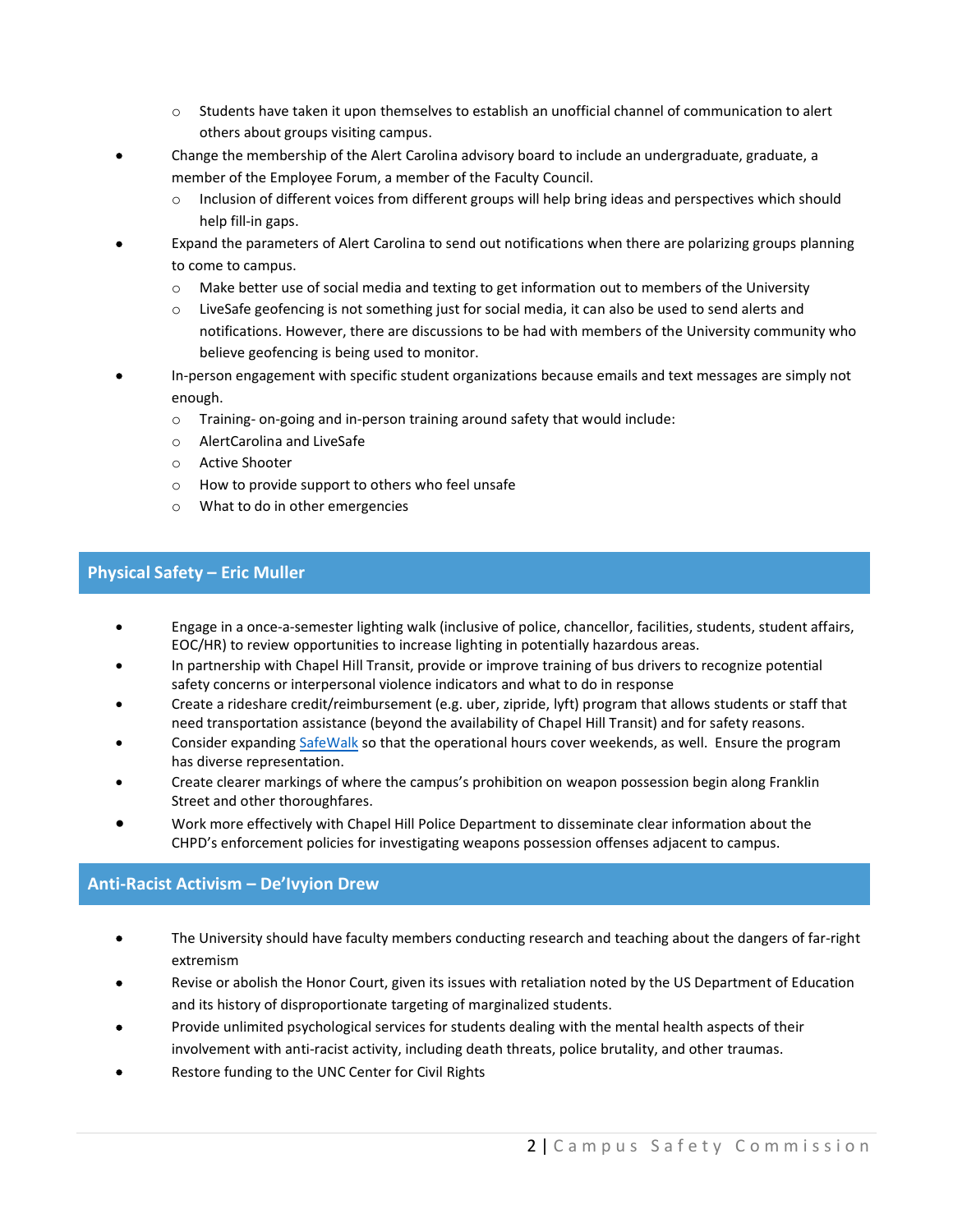- Students have taken it upon themselves to establish an unofficial channel of communication to alert others about groups visiting campus.
- Change the membership of the Alert Carolina advisory board to include an undergraduate, graduate, a member of the Employee Forum, a member of the Faculty Council.
   - Inclusion of different voices from different groups will help bring ideas and perspectives which should help fill-in gaps.
- Expand the parameters of Alert Carolina to send out notifications when there are polarizing groups planning to come to campus.
   - Make better use of social media and texting to get information out to members of the University
   - LiveSafe geofencing is not something just for social media, it can also be used to send alerts and notifications. However, there are discussions to be had with members of the University community who believe geofencing is being used to monitor.
- In-person engagement with specific student organizations because emails and text messages are simply not enough.
   - Training- on-going and in-person training around safety that would include:
   - AlertCarolina and LiveSafe
   - Active Shooter
   - How to provide support to others who feel unsafe
   - What to do in other emergencies

## Physical Safety – Eric Muller

- Engage in a once-a-semester lighting walk (inclusive of police, chancellor, facilities, students, student affairs, EOC/HR) to review opportunities to increase lighting in potentially hazardous areas.
- In partnership with Chapel Hill Transit, provide or improve training of bus drivers to recognize potential safety concerns or interpersonal violence indicators and what to do in response
- Create a rideshare credit/reimbursement (e.g. uber, zipride, lyft) program that allows students or staff that need transportation assistance (beyond the availability of Chapel Hill Transit) and for safety reasons.
- Consider expanding SafeWalk so that the operational hours cover weekends, as well. Ensure the program has diverse representation.
- Create clearer markings of where the campus's prohibition on weapon possession begin along Franklin Street and other thoroughfares.
- Work more effectively with Chapel Hill Police Department to disseminate clear information about the CHPD's enforcement policies for investigating weapons possession offenses adjacent to campus.

## Anti-Racist Activism – De'Ivyion Drew

- The University should have faculty members conducting research and teaching about the dangers of far-right extremism
- Revise or abolish the Honor Court, given its issues with retaliation noted by the US Department of Education and its history of disproportionate targeting of marginalized students.
- Provide unlimited psychological services for students dealing with the mental health aspects of their involvement with anti-racist activity, including death threats, police brutality, and other traumas.
- Restore funding to the UNC Center for Civil Rights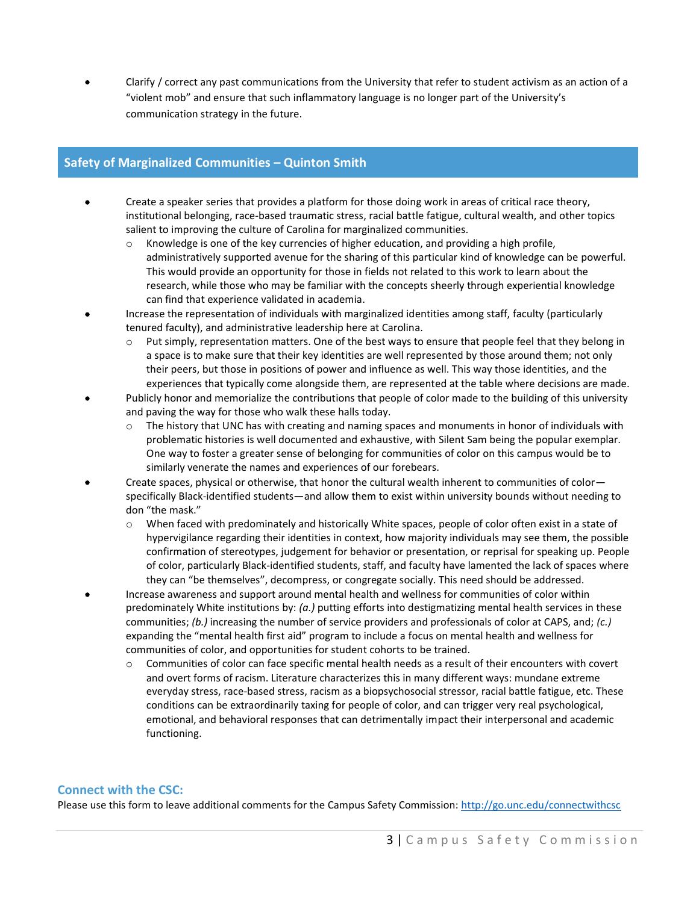- Clarify / correct any past communications from the University that refer to student activism as an action of a "violent mob" and ensure that such inflammatory language is no longer part of the University's communication strategy in the future.

## Safety of Marginalized Communities – Quinton Smith

- Create a speaker series that provides a platform for those doing work in areas of critical race theory, institutional belonging, race-based traumatic stress, racial battle fatigue, cultural wealth, and other topics salient to improving the culture of Carolina for marginalized communities.
  - Knowledge is one of the key currencies of higher education, and providing a high profile, administratively supported avenue for the sharing of this particular kind of knowledge can be powerful. This would provide an opportunity for those in fields not related to this work to learn about the research, while those who may be familiar with the concepts sheerly through experiential knowledge can find that experience validated in academia.
- Increase the representation of individuals with marginalized identities among staff, faculty (particularly tenured faculty), and administrative leadership here at Carolina.
  - Put simply, representation matters. One of the best ways to ensure that people feel that they belong in a space is to make sure that their key identities are well represented by those around them; not only their peers, but those in positions of power and influence as well. This way those identities, and the experiences that typically come alongside them, are represented at the table where decisions are made.
- Publicly honor and memorialize the contributions that people of color made to the building of this university and paving the way for those who walk these halls today.
  - The history that UNC has with creating and naming spaces and monuments in honor of individuals with problematic histories is well documented and exhaustive, with Silent Sam being the popular exemplar. One way to foster a greater sense of belonging for communities of color on this campus would be to similarly venerate the names and experiences of our forebears.
- Create spaces, physical or otherwise, that honor the cultural wealth inherent to communities of color—specifically Black-identified students—and allow them to exist within university bounds without needing to don "the mask."
  - When faced with predominately and historically White spaces, people of color often exist in a state of hypervigilance regarding their identities in context, how majority individuals may see them, the possible confirmation of stereotypes, judgement for behavior or presentation, or reprisal for speaking up. People of color, particularly Black-identified students, staff, and faculty have lamented the lack of spaces where they can "be themselves", decompress, or congregate socially. This need should be addressed.
- Increase awareness and support around mental health and wellness for communities of color within predominately White institutions by: *(a.)* putting efforts into destigmatizing mental health services in these communities; *(b.)* increasing the number of service providers and professionals of color at CAPS, and; *(c.)* expanding the "mental health first aid" program to include a focus on mental health and wellness for communities of color, and opportunities for student cohorts to be trained.
  - Communities of color can face specific mental health needs as a result of their encounters with covert and overt forms of racism. Literature characterizes this in many different ways: mundane extreme everyday stress, race-based stress, racism as a biopsychosocial stressor, racial battle fatigue, etc. These conditions can be extraordinarily taxing for people of color, and can trigger very real psychological, emotional, and behavioral responses that can detrimentally impact their interpersonal and academic functioning.

### Connect with the CSC:

Please use this form to leave additional comments for the Campus Safety Commission: http://go.unc.edu/connectwithcsc